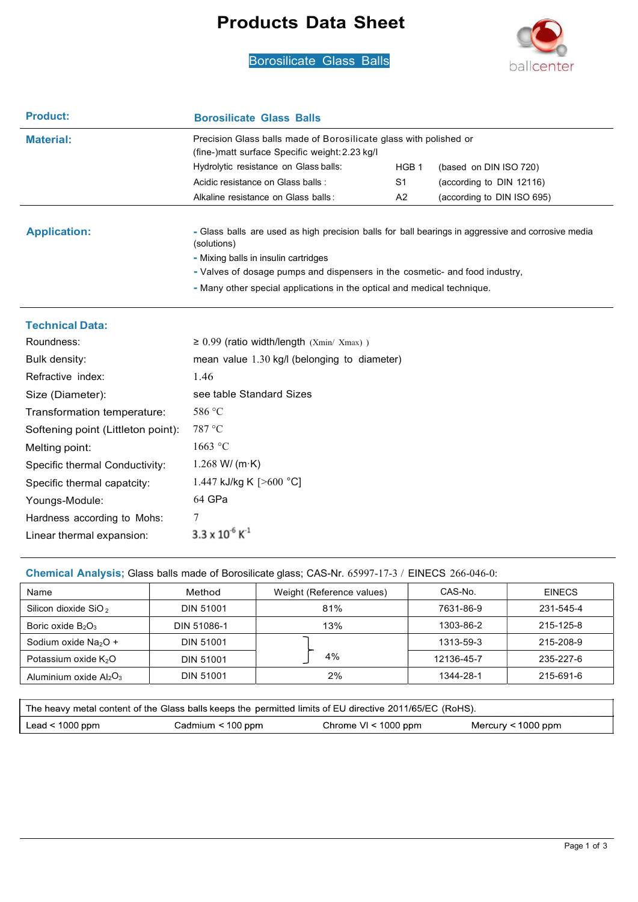# Products Data Sheet

## Borosilicate Glass Balls

ballcenter

**Product:** **Borosilicate Glass Balls**

**Material:** Precision Glass balls made of Borosilicate glass with polished or (fine-)matt surface Specific weight: 2.23 kg/l

| | | |
|---|---|---|
| Hydrolytic resistance on Glass balls: | HGB 1 | (based on DIN ISO 720) |
| Acidic resistance on Glass balls : | S1 | (according to DIN 12116) |
| Alkaline resistance on Glass balls : | A2 | (according to DIN ISO 695) |

**Application:**

- Glass balls are used as high precision balls for ball bearings in aggressive and corrosive media (solutions)
- Mixing balls in insulin cartridges
- Valves of dosage pumps and dispensers in the cosmetic- and food industry,
- Many other special applications in the optical and medical technique.

**Technical Data:**

| | |
|---|---|
| Roundness: | ≥ 0.99 (ratio width/length (Xmin/ Xmax) ) |
| Bulk density: | mean value 1.30 kg/l (belonging to diameter) |
| Refractive index: | 1.46 |
| Size (Diameter): | see table Standard Sizes |
| Transformation temperature: | 586 °C |
| Softening point (Littleton point): | 787 °C |
| Melting point: | 1663 °C |
| Specific thermal Conductivity: | 1.268 W/ (m·K) |
| Specific thermal capatcity: | 1.447 kJ/kg K [>600 °C] |
| Youngs-Module: | 64 GPa |
| Hardness according to Mohs: | 7 |
| Linear thermal expansion: | $3.3 \times 10^{-6}$ $K^{-1}$ |

**Chemical Analysis;** Glass balls made of Borosilicate glass; CAS-Nr. 65997-17-3 / EINECS 266-046-0:

| Name | Method | Weight (Reference values) | CAS-No. | EINECS |
|---|---|---|---|---|
| Silicon dioxide $SiO_2$ | DIN 51001 | 81% | 7631-86-9 | 231-545-4 |
| Boric oxide $B_2O_3$ | DIN 51086-1 | 13% | 1303-86-2 | 215-125-8 |
| Sodium oxide $Na_2O$ + | DIN 51001 | 4% | 1313-59-3 | 215-208-9 |
| Potassium oxide $K_2O$ | DIN 51001 | | 12136-45-7 | 235-227-6 |
| Aluminium oxide $Al_2O_3$ | DIN 51001 | 2% | 1344-28-1 | 215-691-6 |

The heavy metal content of the Glass balls keeps the permitted limits of EU directive 2011/65/EC (RoHS).

| Lead < 1000 ppm | Cadmium < 100 ppm | Chrome VI < 1000 ppm | Mercury < 1000 ppm |
|---|---|---|---|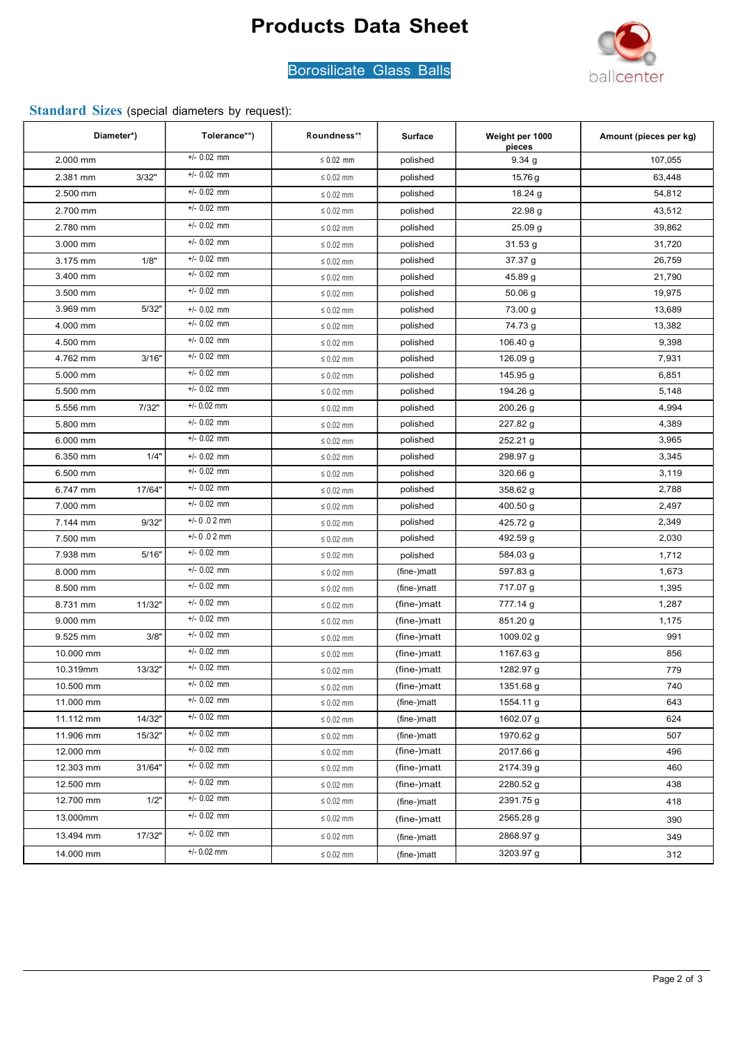# Products Data Sheet

## Borosilicate Glass Balls

ballcenter

### Standard Sizes (special diameters by request):

| Diameter*) | | Tolerance**) | Roundness**) | Surface | Weight per 1000 pieces | Amount (pieces per kg) |
|---|---|---|---|---|---|---|
| 2.000 mm | | +/- 0.02 mm | ≤ 0.02 mm | polished | 9.34 g | 107,055 |
| 2.381 mm | 3/32" | +/- 0.02 mm | ≤ 0.02 mm | polished | 15.76 g | 63,448 |
| 2.500 mm | | +/- 0.02 mm | ≤ 0.02 mm | polished | 18.24 g | 54,812 |
| 2.700 mm | | +/- 0.02 mm | ≤ 0.02 mm | polished | 22.98 g | 43,512 |
| 2.780 mm | | +/- 0.02 mm | ≤ 0.02 mm | polished | 25.09 g | 39,862 |
| 3.000 mm | | +/- 0.02 mm | ≤ 0.02 mm | polished | 31.53 g | 31,720 |
| 3.175 mm | 1/8" | +/- 0.02 mm | ≤ 0.02 mm | polished | 37.37 g | 26,759 |
| 3.400 mm | | +/- 0.02 mm | ≤ 0.02 mm | polished | 45.89 g | 21,790 |
| 3.500 mm | | +/- 0.02 mm | ≤ 0.02 mm | polished | 50.06 g | 19,975 |
| 3.969 mm | 5/32" | +/- 0.02 mm | ≤ 0.02 mm | polished | 73.00 g | 13,689 |
| 4.000 mm | | +/- 0.02 mm | ≤ 0.02 mm | polished | 74.73 g | 13,382 |
| 4.500 mm | | +/- 0.02 mm | ≤ 0.02 mm | polished | 106.40 g | 9,398 |
| 4.762 mm | 3/16" | +/- 0.02 mm | ≤ 0.02 mm | polished | 126.09 g | 7,931 |
| 5.000 mm | | +/- 0.02 mm | ≤ 0.02 mm | polished | 145.95 g | 6,851 |
| 5.500 mm | | +/- 0.02 mm | ≤ 0.02 mm | polished | 194.26 g | 5,148 |
| 5.556 mm | 7/32" | +/- 0.02 mm | ≤ 0.02 mm | polished | 200.26 g | 4,994 |
| 5.800 mm | | +/- 0.02 mm | ≤ 0.02 mm | polished | 227.82 g | 4,389 |
| 6.000 mm | | +/- 0.02 mm | ≤ 0.02 mm | polished | 252.21 g | 3,965 |
| 6.350 mm | 1/4" | +/- 0.02 mm | ≤ 0.02 mm | polished | 298.97 g | 3,345 |
| 6.500 mm | | +/- 0.02 mm | ≤ 0.02 mm | polished | 320.66 g | 3,119 |
| 6.747 mm | 17/64" | +/- 0.02 mm | ≤ 0.02 mm | polished | 358.62 g | 2,788 |
| 7.000 mm | | +/- 0.02 mm | ≤ 0.02 mm | polished | 400.50 g | 2,497 |
| 7.144 mm | 9/32" | +/- 0.02 mm | ≤ 0.02 mm | polished | 425.72 g | 2,349 |
| 7.500 mm | | +/- 0.02 mm | ≤ 0.02 mm | polished | 492.59 g | 2,030 |
| 7.938 mm | 5/16" | +/- 0.02 mm | ≤ 0.02 mm | polished | 584.03 g | 1,712 |
| 8.000 mm | | +/- 0.02 mm | ≤ 0.02 mm | (fine-)matt | 597.83 g | 1,673 |
| 8.500 mm | | +/- 0.02 mm | ≤ 0.02 mm | (fine-)matt | 717.07 g | 1,395 |
| 8.731 mm | 11/32" | +/- 0.02 mm | ≤ 0.02 mm | (fine-)matt | 777.14 g | 1,287 |
| 9.000 mm | | +/- 0.02 mm | ≤ 0.02 mm | (fine-)matt | 851.20 g | 1,175 |
| 9.525 mm | 3/8" | +/- 0.02 mm | ≤ 0.02 mm | (fine-)matt | 1009.02 g | 991 |
| 10.000 mm | | +/- 0.02 mm | ≤ 0.02 mm | (fine-)matt | 1167.63 g | 856 |
| 10.319mm | 13/32" | +/- 0.02 mm | ≤ 0.02 mm | (fine-)matt | 1282.97 g | 779 |
| 10.500 mm | | +/- 0.02 mm | ≤ 0.02 mm | (fine-)matt | 1351.68 g | 740 |
| 11.000 mm | | +/- 0.02 mm | ≤ 0.02 mm | (fine-)matt | 1554.11 g | 643 |
| 11.112 mm | 14/32" | +/- 0.02 mm | ≤ 0.02 mm | (fine-)matt | 1602.07 g | 624 |
| 11.906 mm | 15/32" | +/- 0.02 mm | ≤ 0.02 mm | (fine-)matt | 1970.62 g | 507 |
| 12.000 mm | | +/- 0.02 mm | ≤ 0.02 mm | (fine-)matt | 2017.66 g | 496 |
| 12.303 mm | 31/64" | +/- 0.02 mm | ≤ 0.02 mm | (fine-)matt | 2174.39 g | 460 |
| 12.500 mm | | +/- 0.02 mm | ≤ 0.02 mm | (fine-)matt | 2280.52 g | 438 |
| 12.700 mm | 1/2" | +/- 0.02 mm | ≤ 0.02 mm | (fine-)matt | 2391.75 g | 418 |
| 13.000mm | | +/- 0.02 mm | ≤ 0.02 mm | (fine-)matt | 2565.28 g | 390 |
| 13.494 mm | 17/32" | +/- 0.02 mm | ≤ 0.02 mm | (fine-)matt | 2868.97 g | 349 |
| 14.000 mm | | +/- 0.02 mm | ≤ 0.02 mm | (fine-)matt | 3203.97 g | 312 |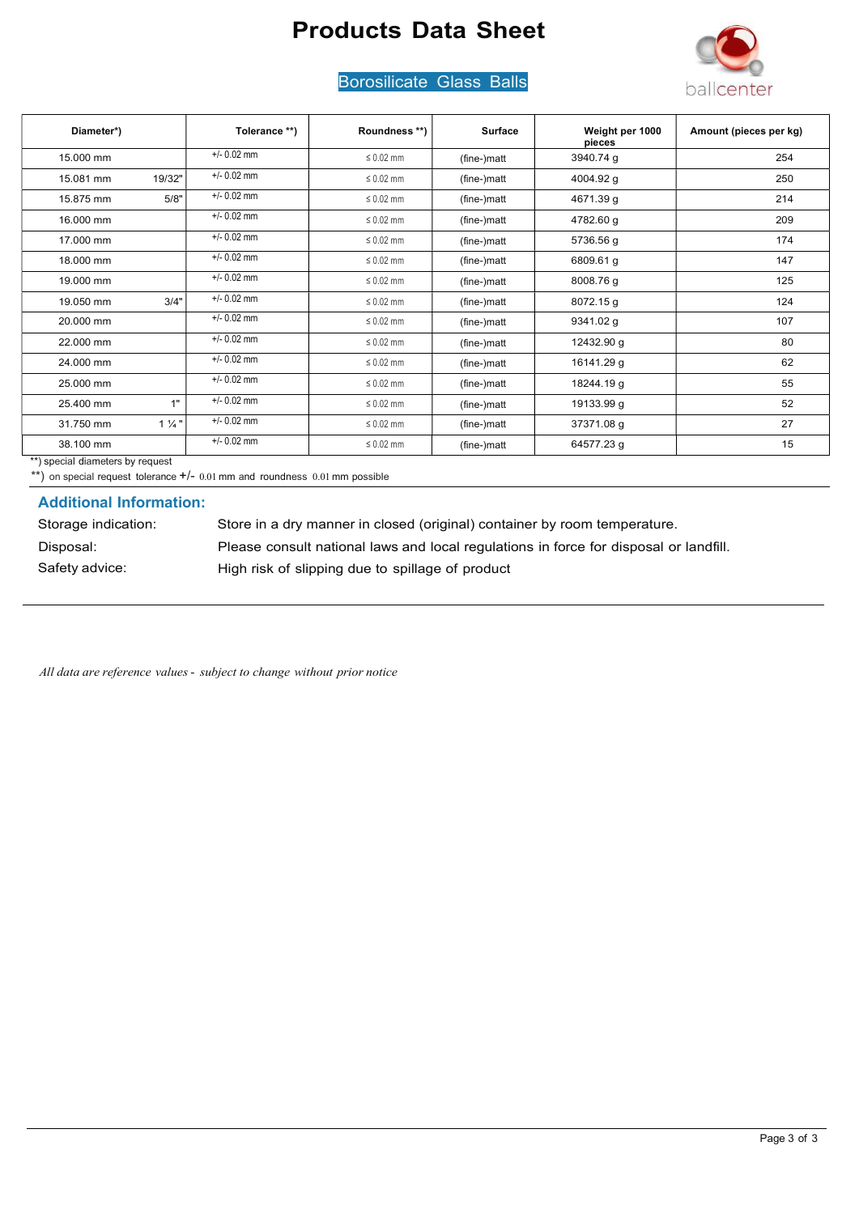# Products Data Sheet

## Borosilicate Glass Balls

ballcenter

| Diameter*) | | Tolerance **) | Roundness **) | Surface | Weight per 1000 pieces | Amount (pieces per kg) |
|---|---|---|---|---|---|---|
| 15.000 mm | | +/- 0.02 mm | ≤ 0.02 mm | (fine-)matt | 3940.74 g | 254 |
| 15.081 mm | 19/32" | +/- 0.02 mm | ≤ 0.02 mm | (fine-)matt | 4004.92 g | 250 |
| 15.875 mm | 5/8" | +/- 0.02 mm | ≤ 0.02 mm | (fine-)matt | 4671.39 g | 214 |
| 16.000 mm | | +/- 0.02 mm | ≤ 0.02 mm | (fine-)matt | 4782.60 g | 209 |
| 17.000 mm | | +/- 0.02 mm | ≤ 0.02 mm | (fine-)matt | 5736.56 g | 174 |
| 18.000 mm | | +/- 0.02 mm | ≤ 0.02 mm | (fine-)matt | 6809.61 g | 147 |
| 19.000 mm | | +/- 0.02 mm | ≤ 0.02 mm | (fine-)matt | 8008.76 g | 125 |
| 19.050 mm | 3/4" | +/- 0.02 mm | ≤ 0.02 mm | (fine-)matt | 8072.15 g | 124 |
| 20.000 mm | | +/- 0.02 mm | ≤ 0.02 mm | (fine-)matt | 9341.02 g | 107 |
| 22.000 mm | | +/- 0.02 mm | ≤ 0.02 mm | (fine-)matt | 12432.90 g | 80 |
| 24.000 mm | | +/- 0.02 mm | ≤ 0.02 mm | (fine-)matt | 16141.29 g | 62 |
| 25.000 mm | | +/- 0.02 mm | ≤ 0.02 mm | (fine-)matt | 18244.19 g | 55 |
| 25.400 mm | 1" | +/- 0.02 mm | ≤ 0.02 mm | (fine-)matt | 19133.99 g | 52 |
| 31.750 mm | 1 ¼ " | +/- 0.02 mm | ≤ 0.02 mm | (fine-)matt | 37371.08 g | 27 |
| 38.100 mm | | +/- 0.02 mm | ≤ 0.02 mm | (fine-)matt | 64577.23 g | 15 |

**) special diameters by request

**) on special request tolerance +/- 0.01 mm and roundness 0.01 mm possible

### Additional Information:

| | |
|---|---|
| Storage indication: | Store in a dry manner in closed (original) container by room temperature. |
| Disposal: | Please consult national laws and local regulations in force for disposal or landfill. |
| Safety advice: | High risk of slipping due to spillage of product |

*All data are reference values - subject to change without prior notice*